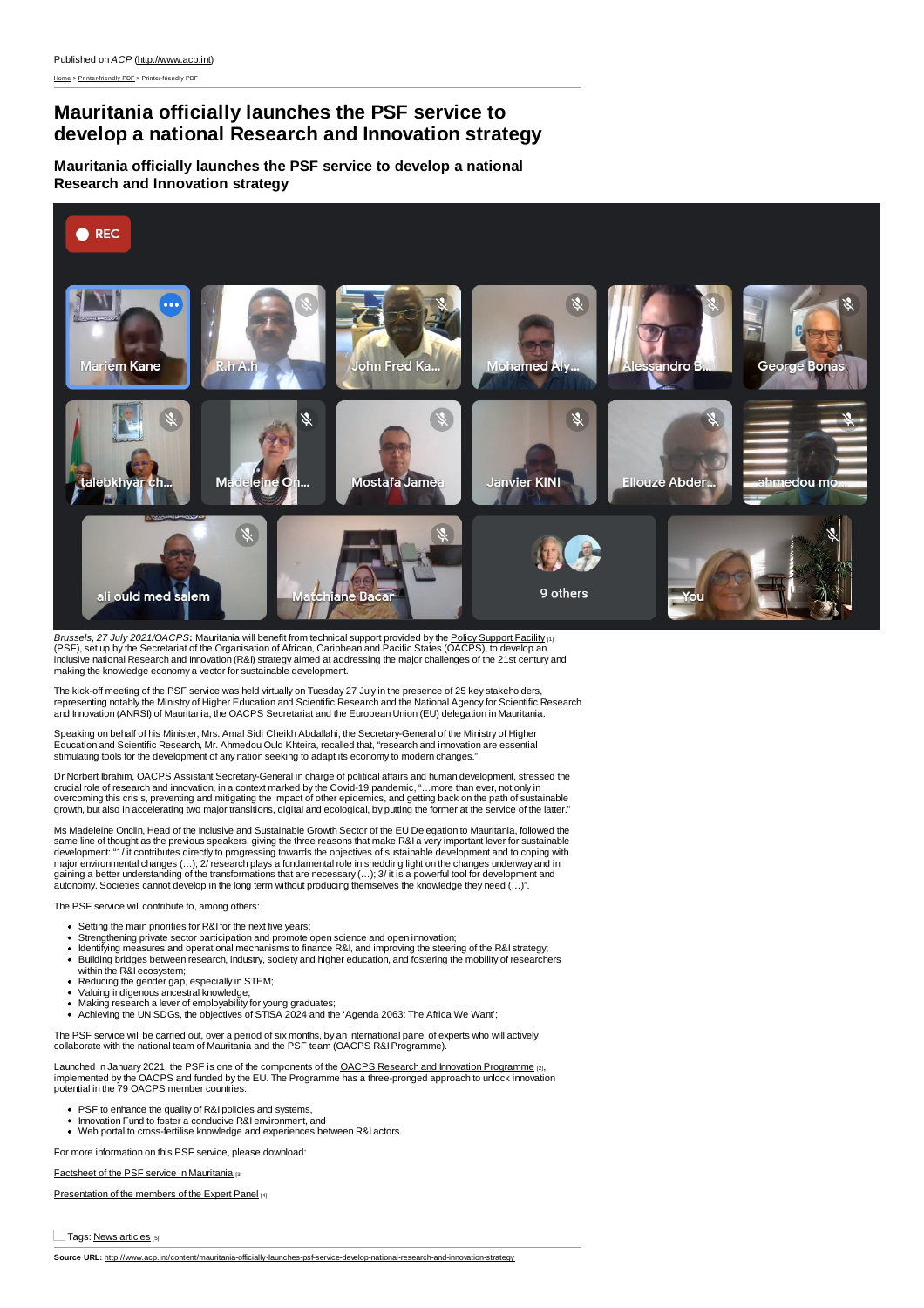Published on *ACP* (http://www.acp.int)

Home > Printer-friendly PDF > Printer-friendly PDF

# Mauritania officially launches the PSF service to develop a national Research and Innovation strategy

### Mauritania officially launches the PSF service to develop a national Research and Innovation strategy

*Brussels, 27 July 2021/OACPS***:** Mauritania will benefit from technical support provided by the Policy Support Facility [1] (PSF), set up by the Secretariat of the Organisation of African, Caribbean and Pacific States (OACPS), to develop an inclusive national Research and Innovation (R&I) strategy aimed at addressing the major challenges of the 21st century and making the knowledge economy a vector for sustainable development.

The kick-off meeting of the PSF service was held virtually on Tuesday 27 July in the presence of 25 key stakeholders, representing notably the Ministry of Higher Education and Scientific Research and the National Agency for Scientific Research and Innovation (ANRSI) of Mauritania, the OACPS Secretariat and the European Union (EU) delegation in Mauritania.

Speaking on behalf of his Minister, Mrs. Amal Sidi Cheikh Abdallahi, the Secretary-General of the Ministry of Higher Education and Scientific Research, Mr. Ahmedou Ould Khteira, recalled that, "research and innovation are essential stimulating tools for the development of any nation seeking to adapt its economy to modern changes."

Dr Norbert Ibrahim, OACPS Assistant Secretary-General in charge of political affairs and human development, stressed the crucial role of research and innovation, in a context marked by the Covid-19 pandemic, "…more than ever, not only in overcoming this crisis, preventing and mitigating the impact of other epidemics, and getting back on the path of sustainable growth, but also in accelerating two major transitions, digital and ecological, by putting the former at the service of the latter."

Ms Madeleine Onclin, Head of the Inclusive and Sustainable Growth Sector of the EU Delegation to Mauritania, followed the same line of thought as the previous speakers, giving the three reasons that make R&I a very important lever for sustainable development: "1/ it contributes directly to progressing towards the objectives of sustainable development and to coping with major environmental changes (…); 2/ research plays a fundamental role in shedding light on the changes underway and in gaining a better understanding of the transformations that are necessary (…); 3/ it is a powerful tool for development and autonomy. Societies cannot develop in the long term without producing themselves the knowledge they need (…)".

The PSF service will contribute to, among others:

- Setting the main priorities for R&I for the next five years;
- Strengthening private sector participation and promote open science and open innovation;
- Identifying measures and operational mechanisms to finance R&I, and improving the steering of the R&I strategy;
- Building bridges between research, industry, society and higher education, and fostering the mobility of researchers within the R&I ecosystem;
- Reducing the gender gap, especially in STEM;
- Valuing indigenous ancestral knowledge;
- Making research a lever of employability for young graduates;
- Achieving the UN SDGs, the objectives of STISA 2024 and the 'Agenda 2063: The Africa We Want';

The PSF service will be carried out, over a period of six months, by an international panel of experts who will actively collaborate with the national team of Mauritania and the PSF team (OACPS R&I Programme).

Launched in January 2021, the PSF is one of the components of the OACPS Research and Innovation Programme [2], implemented by the OACPS and funded by the EU. The Programme has a three-pronged approach to unlock innovation potential in the 79 OACPS member countries:

- PSF to enhance the quality of R&I policies and systems,
- Innovation Fund to foster a conducive R&I environment, and
- Web portal to cross-fertilise knowledge and experiences between R&I actors.

For more information on this PSF service, please download:

Factsheet of the PSF service in Mauritania [3]

Presentation of the members of the Expert Panel [4]

Tags: News articles [5]

**Source URL:** http://www.acp.int/content/mauritania-officially-launches-psf-service-develop-national-research-and-innovation-strategy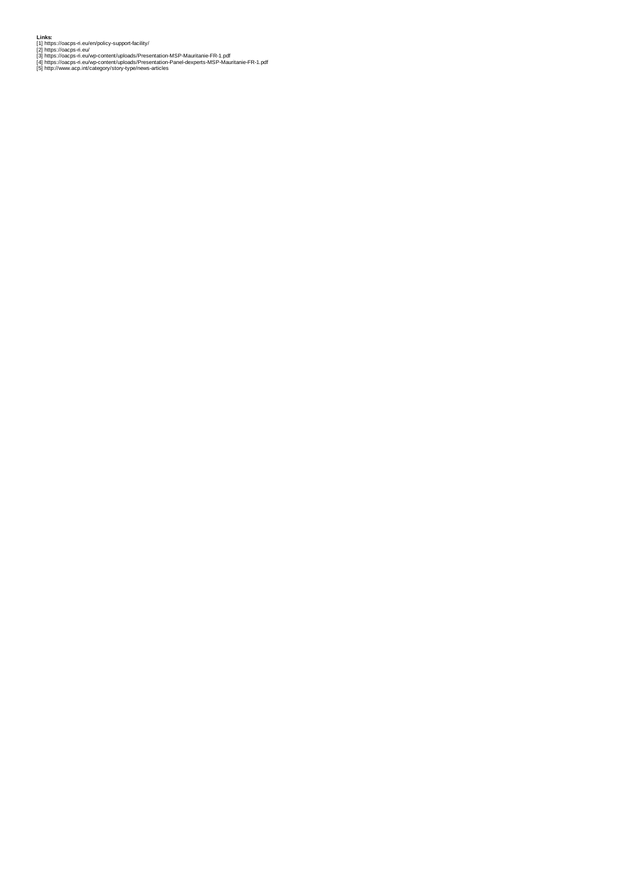**Links:**
[1] https://oacps-ri.eu/en/policy-support-facility/
[2] https://oacps-ri.eu/
[3] https://oacps-ri.eu/wp-content/uploads/Presentation-MSP-Mauritanie-FR-1.pdf
[4] https://oacps-ri.eu/wp-content/uploads/Presentation-Panel-dexperts-MSP-Mauritanie-FR-1.pdf
[5] http://www.acp.int/category/story-type/news-articles